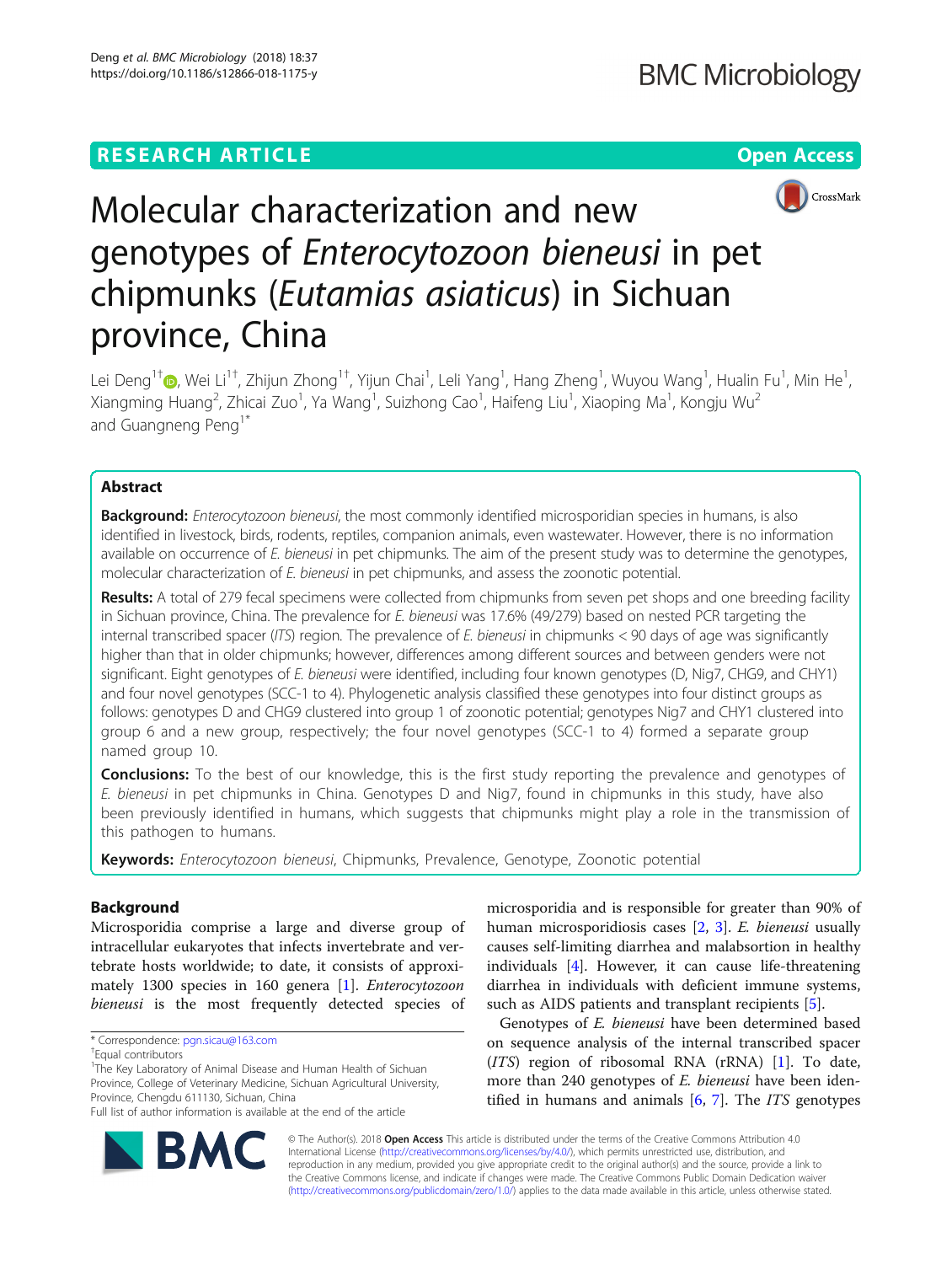**RESEARCH ARTICLE** **Open Access**

# Molecular characterization and new genotypes of *Enterocytozoon bieneusi* in pet chipmunks (*Eutamias asiaticus*) in Sichuan province, China

Lei Deng[1†], Wei Li[1†], Zhijun Zhong[1†], Yijun Chai[1], Leli Yang[1], Hang Zheng[1], Wuyou Wang[1], Hualin Fu[1], Min He[1], Xiangming Huang[2], Zhicai Zuo[1], Ya Wang[1], Suizhong Cao[1], Haifeng Liu[1], Xiaoping Ma[1], Kongju Wu[2] and Guangneng Peng[1*]

## Abstract

**Background:** *Enterocytozoon bieneusi*, the most commonly identified microsporidian species in humans, is also identified in livestock, birds, rodents, reptiles, companion animals, even wastewater. However, there is no information available on occurrence of *E. bieneusi* in pet chipmunks. The aim of the present study was to determine the genotypes, molecular characterization of *E. bieneusi* in pet chipmunks, and assess the zoonotic potential.

**Results:** A total of 279 fecal specimens were collected from chipmunks from seven pet shops and one breeding facility in Sichuan province, China. The prevalence for *E. bieneusi* was 17.6% (49/279) based on nested PCR targeting the internal transcribed spacer (*ITS*) region. The prevalence of *E. bieneusi* in chipmunks < 90 days of age was significantly higher than that in older chipmunks; however, differences among different sources and between genders were not significant. Eight genotypes of *E. bieneusi* were identified, including four known genotypes (D, Nig7, CHG9, and CHY1) and four novel genotypes (SCC-1 to 4). Phylogenetic analysis classified these genotypes into four distinct groups as follows: genotypes D and CHG9 clustered into group 1 of zoonotic potential; genotypes Nig7 and CHY1 clustered into group 6 and a new group, respectively; the four novel genotypes (SCC-1 to 4) formed a separate group named group 10.

**Conclusions:** To the best of our knowledge, this is the first study reporting the prevalence and genotypes of *E. bieneusi* in pet chipmunks in China. Genotypes D and Nig7, found in chipmunks in this study, have also been previously identified in humans, which suggests that chipmunks might play a role in the transmission of this pathogen to humans.

**Keywords:** *Enterocytozoon bieneusi*, Chipmunks, Prevalence, Genotype, Zoonotic potential

## Background

Microsporidia comprise a large and diverse group of intracellular eukaryotes that infects invertebrate and vertebrate hosts worldwide; to date, it consists of approximately 1300 species in 160 genera [1]. *Enterocytozoon bieneusi* is the most frequently detected species of microsporidia and is responsible for greater than 90% of human microsporidiosis cases [2, 3]. *E. bieneusi* usually causes self-limiting diarrhea and malabsortion in healthy individuals [4]. However, it can cause life-threatening diarrhea in individuals with deficient immune systems, such as AIDS patients and transplant recipients [5].

Genotypes of *E. bieneusi* have been determined based on sequence analysis of the internal transcribed spacer (*ITS*) region of ribosomal RNA (rRNA) [1]. To date, more than 240 genotypes of *E. bieneusi* have been identified in humans and animals [6, 7]. The *ITS* genotypes

\* Correspondence: pgn.sicau@163.com
†Equal contributors
[1]The Key Laboratory of Animal Disease and Human Health of Sichuan Province, College of Veterinary Medicine, Sichuan Agricultural University, Province, Chengdu 611130, Sichuan, China
Full list of author information is available at the end of the article

© The Author(s). 2018 **Open Access** This article is distributed under the terms of the Creative Commons Attribution 4.0 International License (http://creativecommons.org/licenses/by/4.0/), which permits unrestricted use, distribution, and reproduction in any medium, provided you give appropriate credit to the original author(s) and the source, provide a link to the Creative Commons license, and indicate if changes were made. The Creative Commons Public Domain Dedication waiver (http://creativecommons.org/publicdomain/zero/1.0/) applies to the data made available in this article, unless otherwise stated.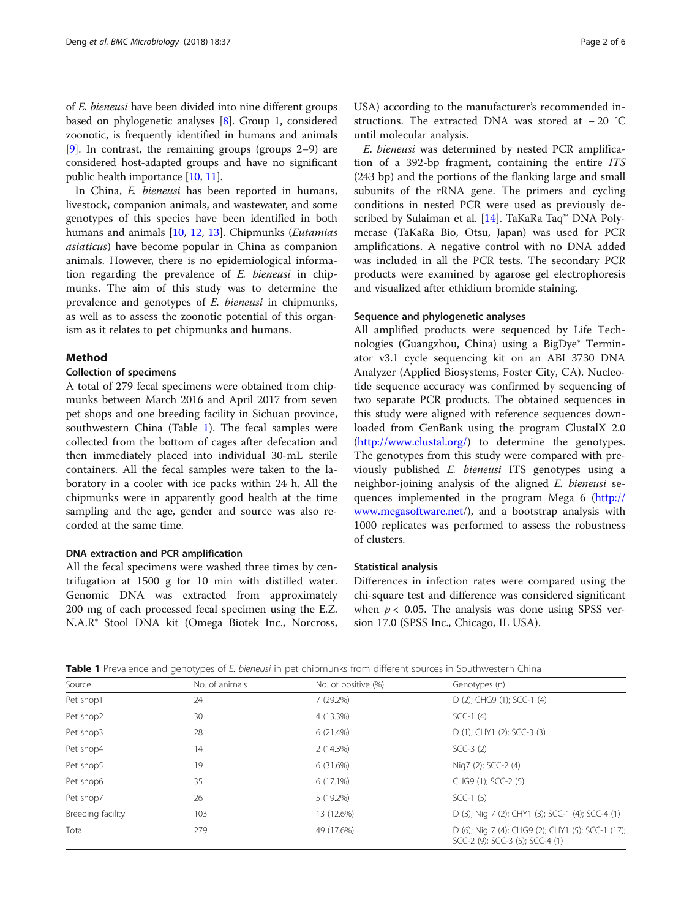of *E. bieneusi* have been divided into nine different groups based on phylogenetic analyses [8]. Group 1, considered zoonotic, is frequently identified in humans and animals [9]. In contrast, the remaining groups (groups 2–9) are considered host-adapted groups and have no significant public health importance [10, 11].

In China, *E. bieneusi* has been reported in humans, livestock, companion animals, and wastewater, and some genotypes of this species have been identified in both humans and animals [10, 12, 13]. Chipmunks (*Eutamias asiaticus*) have become popular in China as companion animals. However, there is no epidemiological information regarding the prevalence of *E. bieneusi* in chipmunks. The aim of this study was to determine the prevalence and genotypes of *E. bieneusi* in chipmunks, as well as to assess the zoonotic potential of this organism as it relates to pet chipmunks and humans.

## Method

### Collection of specimens

A total of 279 fecal specimens were obtained from chipmunks between March 2016 and April 2017 from seven pet shops and one breeding facility in Sichuan province, southwestern China (Table 1). The fecal samples were collected from the bottom of cages after defecation and then immediately placed into individual 30-mL sterile containers. All the fecal samples were taken to the laboratory in a cooler with ice packs within 24 h. All the chipmunks were in apparently good health at the time sampling and the age, gender and source was also recorded at the same time.

### DNA extraction and PCR amplification

All the fecal specimens were washed three times by centrifugation at 1500 g for 10 min with distilled water. Genomic DNA was extracted from approximately 200 mg of each processed fecal specimen using the E.Z.N.A.® Stool DNA kit (Omega Biotek Inc., Norcross, USA) according to the manufacturer's recommended instructions. The extracted DNA was stored at − 20 °C until molecular analysis.

*E. bieneusi* was determined by nested PCR amplification of a 392-bp fragment, containing the entire *ITS* (243 bp) and the portions of the flanking large and small subunits of the rRNA gene. The primers and cycling conditions in nested PCR were used as previously described by Sulaiman et al. [14]. TaKaRa Taq™ DNA Polymerase (TaKaRa Bio, Otsu, Japan) was used for PCR amplifications. A negative control with no DNA added was included in all the PCR tests. The secondary PCR products were examined by agarose gel electrophoresis and visualized after ethidium bromide staining.

### Sequence and phylogenetic analyses

All amplified products were sequenced by Life Technologies (Guangzhou, China) using a BigDye® Terminator v3.1 cycle sequencing kit on an ABI 3730 DNA Analyzer (Applied Biosystems, Foster City, CA). Nucleotide sequence accuracy was confirmed by sequencing of two separate PCR products. The obtained sequences in this study were aligned with reference sequences downloaded from GenBank using the program ClustalX 2.0 (http://www.clustal.org/) to determine the genotypes. The genotypes from this study were compared with previously published *E. bieneusi* ITS genotypes using a neighbor-joining analysis of the aligned *E. bieneusi* sequences implemented in the program Mega 6 (http://www.megasoftware.net/), and a bootstrap analysis with 1000 replicates was performed to assess the robustness of clusters.

### Statistical analysis

Differences in infection rates were compared using the chi-square test and difference was considered significant when $p < 0.05$. The analysis was done using SPSS version 17.0 (SPSS Inc., Chicago, IL USA).

**Table 1** Prevalence and genotypes of *E. bieneusi* in pet chipmunks from different sources in Southwestern China

| Source | No. of animals | No. of positive (%) | Genotypes (n) |
|---|---|---|---|
| Pet shop1 | 24 | 7 (29.2%) | D (2); CHG9 (1); SCC-1 (4) |
| Pet shop2 | 30 | 4 (13.3%) | SCC-1 (4) |
| Pet shop3 | 28 | 6 (21.4%) | D (1); CHY1 (2); SCC-3 (3) |
| Pet shop4 | 14 | 2 (14.3%) | SCC-3 (2) |
| Pet shop5 | 19 | 6 (31.6%) | Nig7 (2); SCC-2 (4) |
| Pet shop6 | 35 | 6 (17.1%) | CHG9 (1); SCC-2 (5) |
| Pet shop7 | 26 | 5 (19.2%) | SCC-1 (5) |
| Breeding facility | 103 | 13 (12.6%) | D (3); Nig 7 (2); CHY1 (3); SCC-1 (4); SCC-4 (1) |
| Total | 279 | 49 (17.6%) | D (6); Nig 7 (4); CHG9 (2); CHY1 (5); SCC-1 (17); SCC-2 (9); SCC-3 (5); SCC-4 (1) |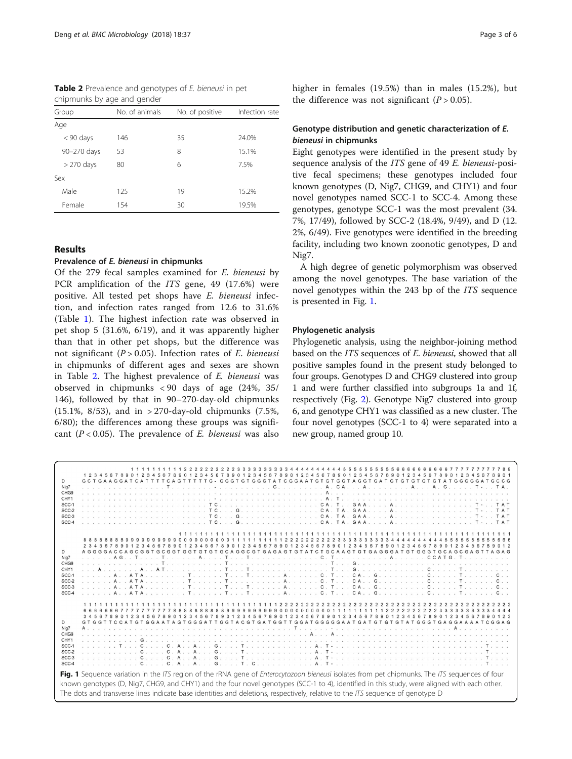**Table 2** Prevalence and genotypes of *E. bieneusi* in pet chipmunks by age and gender

| Group | No. of animals | No. of positive | Infection rate |
|---|---|---|---|
| Age | | | |
| < 90 days | 146 | 35 | 24.0% |
| 90–270 days | 53 | 8 | 15.1% |
| > 270 days | 80 | 6 | 7.5% |
| Sex | | | |
| Male | 125 | 19 | 15.2% |
| Female | 154 | 30 | 19.5% |

## Results

### Prevalence of *E. bieneusi* in chipmunks

Of the 279 fecal samples examined for *E. bieneusi* by PCR amplification of the *ITS* gene, 49 (17.6%) were positive. All tested pet shops have *E. bieneusi* infection, and infection rates ranged from 12.6 to 31.6% (Table 1). The highest infection rate was observed in pet shop 5 (31.6%, 6/19), and it was apparently higher than that in other pet shops, but the difference was not significant ($P > 0.05$). Infection rates of *E. bieneusi* in chipmunks of different ages and sexes are shown in Table 2. The highest prevalence of *E. bieneusi* was observed in chipmunks < 90 days of age (24%, 35/146), followed by that in 90–270-day-old chipmunks (15.1%, 8/53), and in > 270-day-old chipmunks (7.5%, 6/80); the differences among these groups was significant ($P < 0.05$). The prevalence of *E. bieneusi* was also higher in females (19.5%) than in males (15.2%), but the difference was not significant ($P > 0.05$).

### Genotype distribution and genetic characterization of *E. bieneusi* in chipmunks

Eight genotypes were identified in the present study by sequence analysis of the *ITS* gene of 49 *E. bieneusi*-positive fecal specimens; these genotypes included four known genotypes (D, Nig7, CHG9, and CHY1) and four novel genotypes named SCC-1 to SCC-4. Among these genotypes, genotype SCC-1 was the most prevalent (34.7%, 17/49), followed by SCC-2 (18.4%, 9/49), and D (12.2%, 6/49). Five genotypes were identified in the breeding facility, including two known zoonotic genotypes, D and Nig7.

A high degree of genetic polymorphism was observed among the novel genotypes. The base variation of the novel genotypes within the 243 bp of the *ITS* sequence is presented in Fig. 1.

### Phylogenetic analysis

Phylogenetic analysis, using the neighbor-joining method based on the *ITS* sequences of *E. bieneusi*, showed that all positive samples found in the present study belonged to four groups. Genotypes D and CHG9 clustered into group 1 and were further classified into subgroups 1a and 1f, respectively (Fig. 2). Genotype Nig7 clustered into group 6, and genotype CHY1 was classified as a new cluster. The four novel genotypes (SCC-1 to 4) were separated into a new group, named group 10.

**Fig. 1** Sequence variation in the *ITS* region of the rRNA gene of *Enterocytozoon bieneusi* isolates from pet chipmunks. The *ITS* sequences of four known genotypes (D, Nig7, CHG9, and CHY1) and the four novel genotypes (SCC-1 to 4), identified in this study, were aligned with each other. The dots and transverse lines indicate base identities and deletions, respectively, relative to the *ITS* sequence of genotype D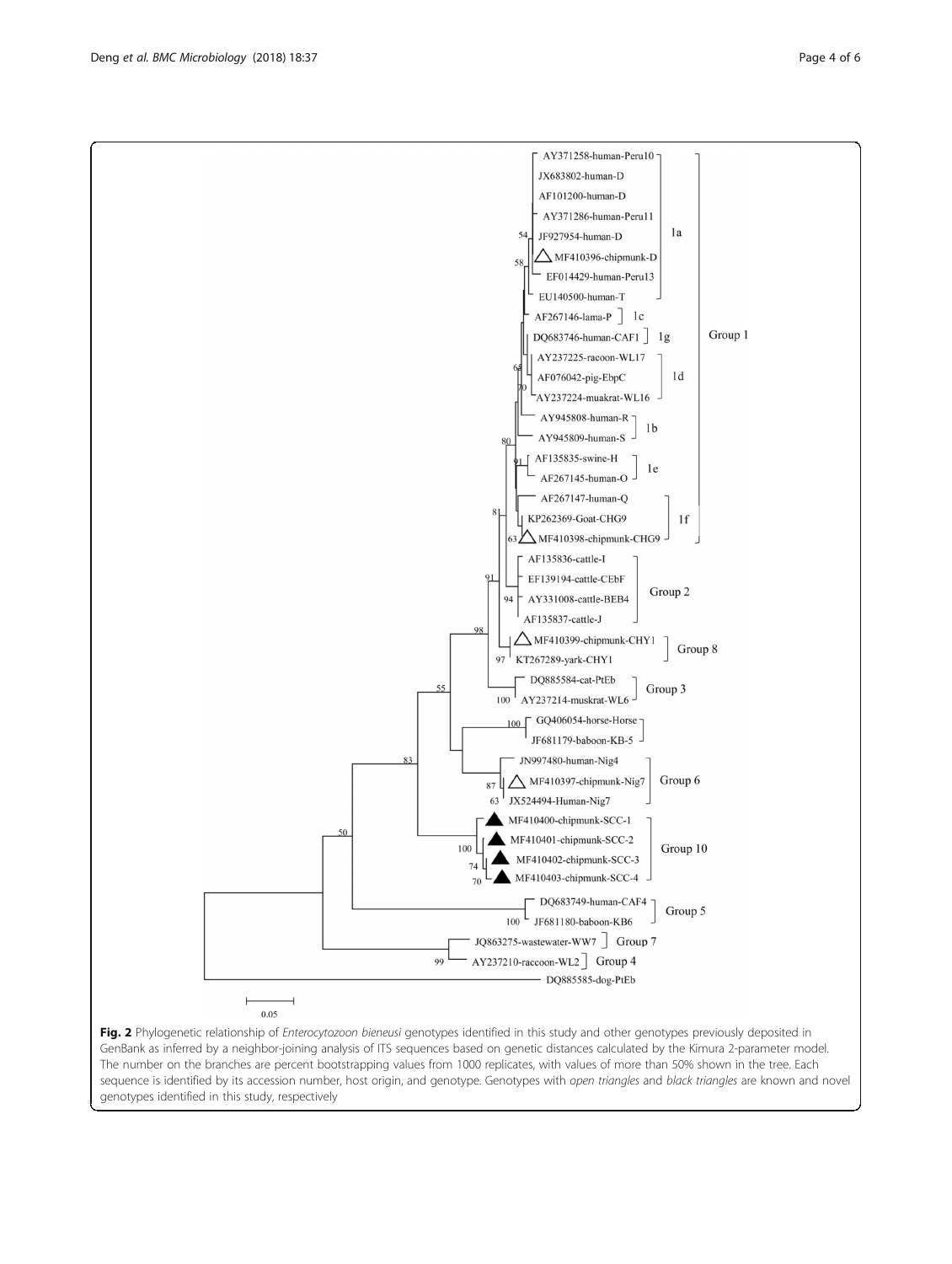**Fig. 2** Phylogenetic relationship of *Enterocytozoon bieneusi* genotypes identified in this study and other genotypes previously deposited in GenBank as inferred by a neighbor-joining analysis of ITS sequences based on genetic distances calculated by the Kimura 2-parameter model. The number on the branches are percent bootstrapping values from 1000 replicates, with values of more than 50% shown in the tree. Each sequence is identified by its accession number, host origin, and genotype. Genotypes with *open triangles* and *black triangles* are known and novel genotypes identified in this study, respectively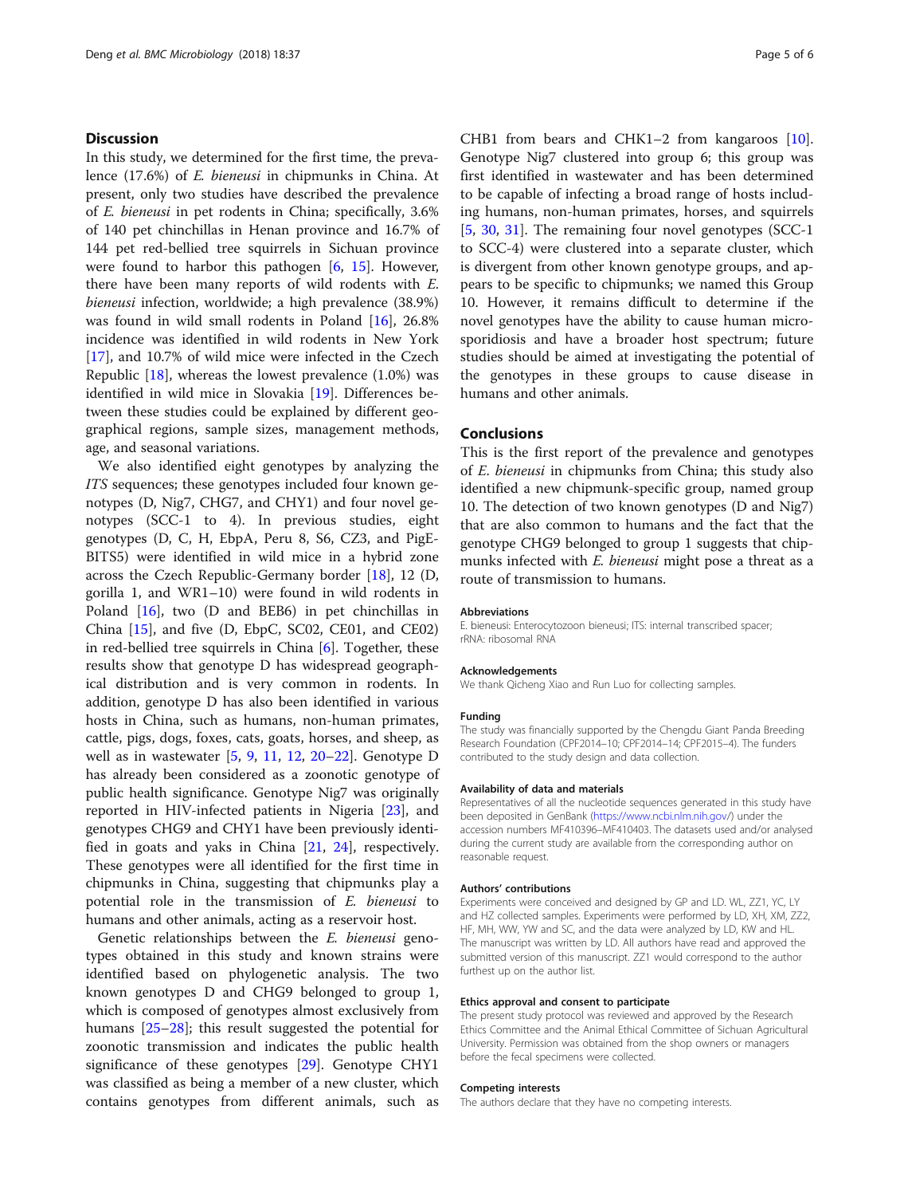## Discussion

In this study, we determined for the first time, the prevalence (17.6%) of *E. bieneusi* in chipmunks in China. At present, only two studies have described the prevalence of *E. bieneusi* in pet rodents in China; specifically, 3.6% of 140 pet chinchillas in Henan province and 16.7% of 144 pet red-bellied tree squirrels in Sichuan province were found to harbor this pathogen [6, 15]. However, there have been many reports of wild rodents with *E. bieneusi* infection, worldwide; a high prevalence (38.9%) was found in wild small rodents in Poland [16], 26.8% incidence was identified in wild rodents in New York [17], and 10.7% of wild mice were infected in the Czech Republic [18], whereas the lowest prevalence (1.0%) was identified in wild mice in Slovakia [19]. Differences between these studies could be explained by different geographical regions, sample sizes, management methods, age, and seasonal variations.

We also identified eight genotypes by analyzing the *ITS* sequences; these genotypes included four known genotypes (D, Nig7, CHG7, and CHY1) and four novel genotypes (SCC-1 to 4). In previous studies, eight genotypes (D, C, H, EbpA, Peru 8, S6, CZ3, and PigEBITS5) were identified in wild mice in a hybrid zone across the Czech Republic-Germany border [18], 12 (D, gorilla 1, and WR1–10) were found in wild rodents in Poland [16], two (D and BEB6) in pet chinchillas in China [15], and five (D, EbpC, SC02, CE01, and CE02) in red-bellied tree squirrels in China [6]. Together, these results show that genotype D has widespread geographical distribution and is very common in rodents. In addition, genotype D has also been identified in various hosts in China, such as humans, non-human primates, cattle, pigs, dogs, foxes, cats, goats, horses, and sheep, as well as in wastewater [5, 9, 11, 12, 20–22]. Genotype D has already been considered as a zoonotic genotype of public health significance. Genotype Nig7 was originally reported in HIV-infected patients in Nigeria [23], and genotypes CHG9 and CHY1 have been previously identified in goats and yaks in China [21, 24], respectively. These genotypes were all identified for the first time in chipmunks in China, suggesting that chipmunks play a potential role in the transmission of *E. bieneusi* to humans and other animals, acting as a reservoir host.

Genetic relationships between the *E. bieneusi* genotypes obtained in this study and known strains were identified based on phylogenetic analysis. The two known genotypes D and CHG9 belonged to group 1, which is composed of genotypes almost exclusively from humans [25–28]; this result suggested the potential for zoonotic transmission and indicates the public health significance of these genotypes [29]. Genotype CHY1 was classified as being a member of a new cluster, which contains genotypes from different animals, such as CHB1 from bears and CHK1–2 from kangaroos [10]. Genotype Nig7 clustered into group 6; this group was first identified in wastewater and has been determined to be capable of infecting a broad range of hosts including humans, non-human primates, horses, and squirrels [5, 30, 31]. The remaining four novel genotypes (SCC-1 to SCC-4) were clustered into a separate cluster, which is divergent from other known genotype groups, and appears to be specific to chipmunks; we named this Group 10. However, it remains difficult to determine if the novel genotypes have the ability to cause human microsporidiosis and have a broader host spectrum; future studies should be aimed at investigating the potential of the genotypes in these groups to cause disease in humans and other animals.

## Conclusions

This is the first report of the prevalence and genotypes of *E. bieneusi* in chipmunks from China; this study also identified a new chipmunk-specific group, named group 10. The detection of two known genotypes (D and Nig7) that are also common to humans and the fact that the genotype CHG9 belonged to group 1 suggests that chipmunks infected with *E. bieneusi* might pose a threat as a route of transmission to humans.

#### Abbreviations

E. bieneusi: Enterocytozoon bieneusi; ITS: internal transcribed spacer; rRNA: ribosomal RNA

#### Acknowledgements

We thank Qicheng Xiao and Run Luo for collecting samples.

#### Funding

The study was financially supported by the Chengdu Giant Panda Breeding Research Foundation (CPF2014–10; CPF2014–14; CPF2015–4). The funders contributed to the study design and data collection.

#### Availability of data and materials

Representatives of all the nucleotide sequences generated in this study have been deposited in GenBank (https://www.ncbi.nlm.nih.gov/) under the accession numbers MF410396–MF410403. The datasets used and/or analysed during the current study are available from the corresponding author on reasonable request.

#### Authors' contributions

Experiments were conceived and designed by GP and LD. WL, ZZ1, YC, LY and HZ collected samples. Experiments were performed by LD, XH, XM, ZZ2, HF, MH, WW, YW and SC, and the data were analyzed by LD, KW and HL. The manuscript was written by LD. All authors have read and approved the submitted version of this manuscript. ZZ1 would correspond to the author furthest up on the author list.

#### Ethics approval and consent to participate

The present study protocol was reviewed and approved by the Research Ethics Committee and the Animal Ethical Committee of Sichuan Agricultural University. Permission was obtained from the shop owners or managers before the fecal specimens were collected.

#### Competing interests

The authors declare that they have no competing interests.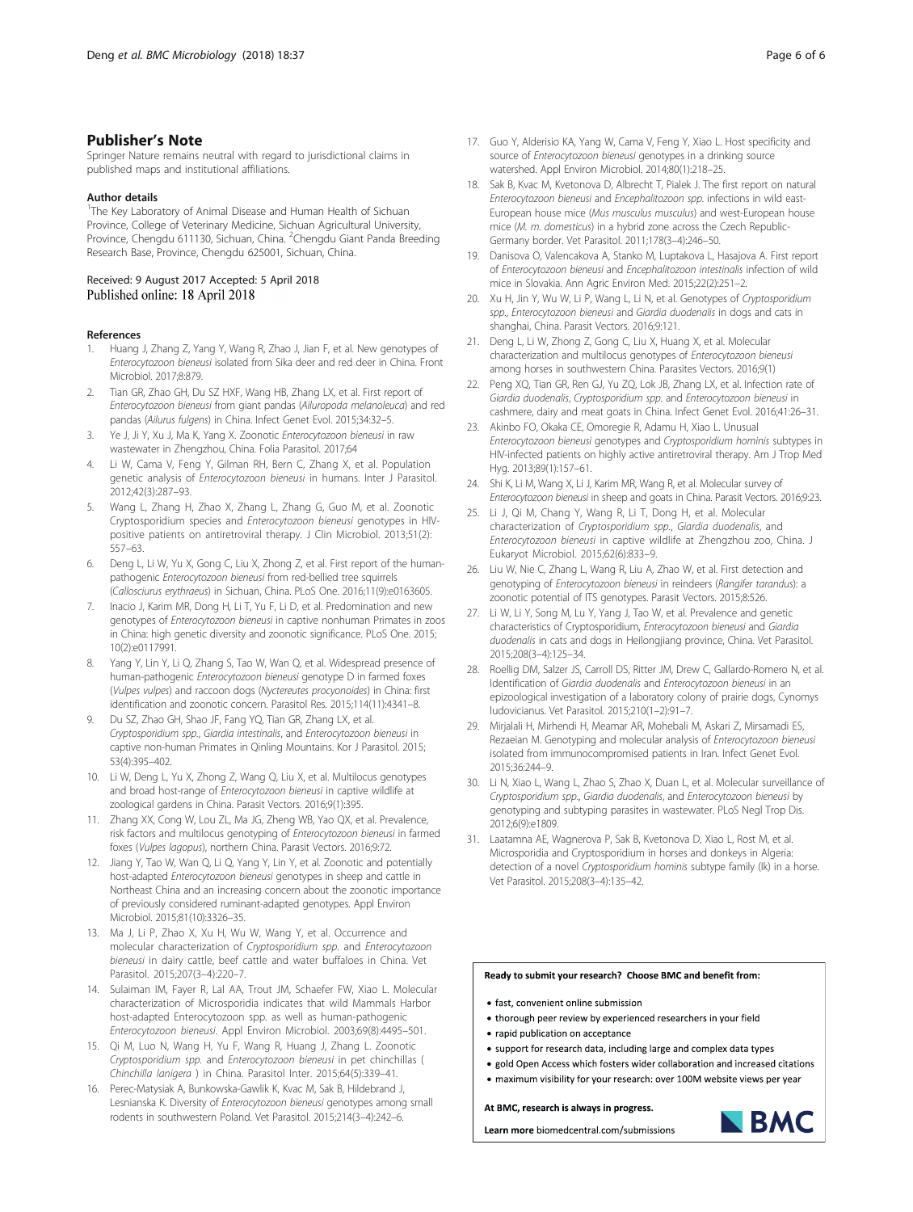## Publisher's Note

Springer Nature remains neutral with regard to jurisdictional claims in published maps and institutional affiliations.

### Author details

[1]The Key Laboratory of Animal Disease and Human Health of Sichuan Province, College of Veterinary Medicine, Sichuan Agricultural University, Province, Chengdu 611130, Sichuan, China. [2]Chengdu Giant Panda Breeding Research Base, Province, Chengdu 625001, Sichuan, China.

Received: 9 August 2017 Accepted: 5 April 2018
Published online: 18 April 2018

### References

1. Huang J, Zhang Z, Yang Y, Wang R, Zhao J, Jian F, et al. New genotypes of *Enterocytozoon bieneusi* isolated from Sika deer and red deer in China. Front Microbiol. 2017;8:879.
2. Tian GR, Zhao GH, Du SZ, Zhang HXF, Wang HB, Zhang LX, et al. First report of *Enterocytozoon bieneusi* from giant pandas (*Ailuropoda melanoleuca*) and red pandas (*Ailurus fulgens*) in China. Infect Genet Evol. 2015;34:32–5.
3. Ye J, Ji Y, Xu J, Ma K, Yang X. Zoonotic *Enterocytozoon bieneusi* in raw wastewater in Zhengzhou, China. Folia Parasitol. 2017;64
4. Li W, Cama V, Feng Y, Gilman RH, Bern C, Zhang X, et al. Population genetic analysis of *Enterocytozoon bieneusi* in humans. Inter J Parasitol. 2012;42(3):287–93.
5. Wang L, Zhang H, Zhao X, Zhang L, Zhang G, Guo M, et al. Zoonotic Cryptosporidium species and *Enterocytozoon bieneusi* genotypes in HIV-positive patients on antiretroviral therapy. J Clin Microbiol. 2013;51(2):557–63.
6. Deng L, Li W, Yu X, Gong C, Liu X, Zhong Z, et al. First report of the human-pathogenic *Enterocytozoon bieneusi* from red-bellied tree squirrels (*Callosciurus erythraeus*) in Sichuan, China. PLoS One. 2016;11(9):e0163605.
7. Inacio J, Karim MR, Dong H, Li T, Yu F, Li D, et al. Predomination and new genotypes of *Enterocytozoon bieneusi* in captive nonhuman Primates in zoos in China: high genetic diversity and zoonotic significance. PLoS One. 2015;10(2):e0117991.
8. Yang Y, Lin Y, Li Q, Zhang S, Tao W, Wan Q, et al. Widespread presence of human-pathogenic *Enterocytozoon bieneusi* genotype D in farmed foxes (*Vulpes vulpes*) and raccoon dogs (*Nyctereutes procyonoides*) in China: first identification and zoonotic concern. Parasitol Res. 2015;114(11):4341–8.
9. Du SZ, Zhao GH, Shao JF, Fang YQ, Tian GR, Zhang LX, et al. *Cryptosporidium spp.*, *Giardia intestinalis*, and *Enterocytozoon bieneusi* in captive non-human Primates in Qinling Mountains. Kor J Parasitol. 2015;53(4):395–402.
10. Li W, Deng L, Yu X, Zhong Z, Wang Q, Liu X, et al. Multilocus genotypes and broad host-range of *Enterocytozoon bieneusi* in captive wildlife at zoological gardens in China. Parasit Vectors. 2016;9(1):395.
11. Zhang XX, Cong W, Lou ZL, Ma JG, Zheng WB, Yao QX, et al. Prevalence, risk factors and multilocus genotyping of *Enterocytozoon bieneusi* in farmed foxes (*Vulpes lagopus*), northern China. Parasit Vectors. 2016;9:72.
12. Jiang Y, Tao W, Wan Q, Li Q, Yang Y, Lin Y, et al. Zoonotic and potentially host-adapted *Enterocytozoon bieneusi* genotypes in sheep and cattle in Northeast China and an increasing concern about the zoonotic importance of previously considered ruminant-adapted genotypes. Appl Environ Microbiol. 2015;81(10):3326–35.
13. Ma J, Li P, Zhao X, Xu H, Wu W, Wang Y, et al. Occurrence and molecular characterization of *Cryptosporidium spp.* and *Enterocytozoon bieneusi* in dairy cattle, beef cattle and water buffaloes in China. Vet Parasitol. 2015;207(3–4):220–7.
14. Sulaiman IM, Fayer R, Lal AA, Trout JM, Schaefer FW, Xiao L. Molecular characterization of Microsporidia indicates that wild Mammals Harbor host-adapted Enterocytozoon spp. as well as human-pathogenic *Enterocytozoon bieneusi*. Appl Environ Microbiol. 2003;69(8):4495–501.
15. Qi M, Luo N, Wang H, Yu F, Wang R, Huang J, Zhang L. Zoonotic *Cryptosporidium spp.* and *Enterocytozoon bieneusi* in pet chinchillas ( *Chinchilla lanigera* ) in China. Parasitol Inter. 2015;64(5):339–41.
16. Perec-Matysiak A, Bunkowska-Gawlik K, Kvac M, Sak B, Hildebrand J, Lesnianska K. Diversity of *Enterocytozoon bieneusi* genotypes among small rodents in southwestern Poland. Vet Parasitol. 2015;214(3–4):242–6.
17. Guo Y, Alderisio KA, Yang W, Cama V, Feng Y, Xiao L. Host specificity and source of *Enterocytozoon bieneusi* genotypes in a drinking source watershed. Appl Environ Microbiol. 2014;80(1):218–25.
18. Sak B, Kvac M, Kvetonova D, Albrecht T, Pialek J. The first report on natural *Enterocytozoon bieneusi* and *Encephalitozoon spp.* infections in wild east-European house mice (*Mus musculus musculus*) and west-European house mice (*M. m. domesticus*) in a hybrid zone across the Czech Republic-Germany border. Vet Parasitol. 2011;178(3–4):246–50.
19. Danisova O, Valencakova A, Stanko M, Luptakova L, Hasajova A. First report of *Enterocytozoon bieneusi* and *Encephalitozoon intestinalis* infection of wild mice in Slovakia. Ann Agric Environ Med. 2015;22(2):251–2.
20. Xu H, Jin Y, Wu W, Li P, Wang L, Li N, et al. Genotypes of *Cryptosporidium spp.*, *Enterocytozoon bieneusi* and *Giardia duodenalis* in dogs and cats in shanghai, China. Parasit Vectors. 2016;9:121.
21. Deng L, Li W, Zhong Z, Gong C, Liu X, Huang X, et al. Molecular characterization and multilocus genotypes of *Enterocytozoon bieneusi* among horses in southwestern China. Parasites Vectors. 2016;9(1)
22. Peng XQ, Tian GR, Ren GJ, Yu ZQ, Lok JB, Zhang LX, et al. Infection rate of *Giardia duodenalis*, *Cryptosporidium spp.* and *Enterocytozoon bieneusi* in cashmere, dairy and meat goats in China. Infect Genet Evol. 2016;41:26–31.
23. Akinbo FO, Okaka CE, Omoregie R, Adamu H, Xiao L. Unusual *Enterocytozoon bieneusi* genotypes and *Cryptosporidium hominis* subtypes in HIV-infected patients on highly active antiretroviral therapy. Am J Trop Med Hyg. 2013;89(1):157–61.
24. Shi K, Li M, Wang X, Li J, Karim MR, Wang R, et al. Molecular survey of *Enterocytozoon bieneusi* in sheep and goats in China. Parasit Vectors. 2016;9:23.
25. Li J, Qi M, Chang Y, Wang R, Li T, Dong H, et al. Molecular characterization of *Cryptosporidium spp.*, *Giardia duodenalis*, and *Enterocytozoon bieneusi* in captive wildlife at Zhengzhou zoo, China. J Eukaryot Microbiol. 2015;62(6):833–9.
26. Liu W, Nie C, Zhang L, Wang R, Liu A, Zhao W, et al. First detection and genotyping of *Enterocytozoon bieneusi* in reindeers (*Rangifer tarandus*): a zoonotic potential of ITS genotypes. Parasit Vectors. 2015;8:526.
27. Li W, Li Y, Song M, Lu Y, Yang J, Tao W, et al. Prevalence and genetic characteristics of Cryptosporidium, *Enterocytozoon bieneusi* and *Giardia duodenalis* in cats and dogs in Heilongjiang province, China. Vet Parasitol. 2015;208(3–4):125–34.
28. Roellig DM, Salzer JS, Carroll DS, Ritter JM, Drew C, Gallardo-Romero N, et al. Identification of *Giardia duodenalis* and *Enterocytozoon bieneusi* in an epizoological investigation of a laboratory colony of prairie dogs, Cynomys ludovicianus. Vet Parasitol. 2015;210(1–2):91–7.
29. Mirjalali H, Mirhendi H, Meamar AR, Mohebali M, Askari Z, Mirsamadi ES, Rezaeian M. Genotyping and molecular analysis of *Enterocytozoon bieneusi* isolated from immunocompromised patients in Iran. Infect Genet Evol. 2015;36:244–9.
30. Li N, Xiao L, Wang L, Zhao S, Zhao X, Duan L, et al. Molecular surveillance of *Cryptosporidium spp.*, *Giardia duodenalis*, and *Enterocytozoon bieneusi* by genotyping and subtyping parasites in wastewater. PLoS Negl Trop Dis. 2012;6(9):e1809.
31. Laatamna AE, Wagnerova P, Sak B, Kvetonova D, Xiao L, Rost M, et al. Microsporidia and Cryptosporidium in horses and donkeys in Algeria: detection of a novel *Cryptosporidium hominis* subtype family (Ik) in a horse. Vet Parasitol. 2015;208(3–4):135–42.

**Ready to submit your research? Choose BMC and benefit from:**

- fast, convenient online submission
- thorough peer review by experienced researchers in your field
- rapid publication on acceptance
- support for research data, including large and complex data types
- gold Open Access which fosters wider collaboration and increased citations
- maximum visibility for your research: over 100M website views per year

**At BMC, research is always in progress.**

**Learn more** biomedcentral.com/submissions